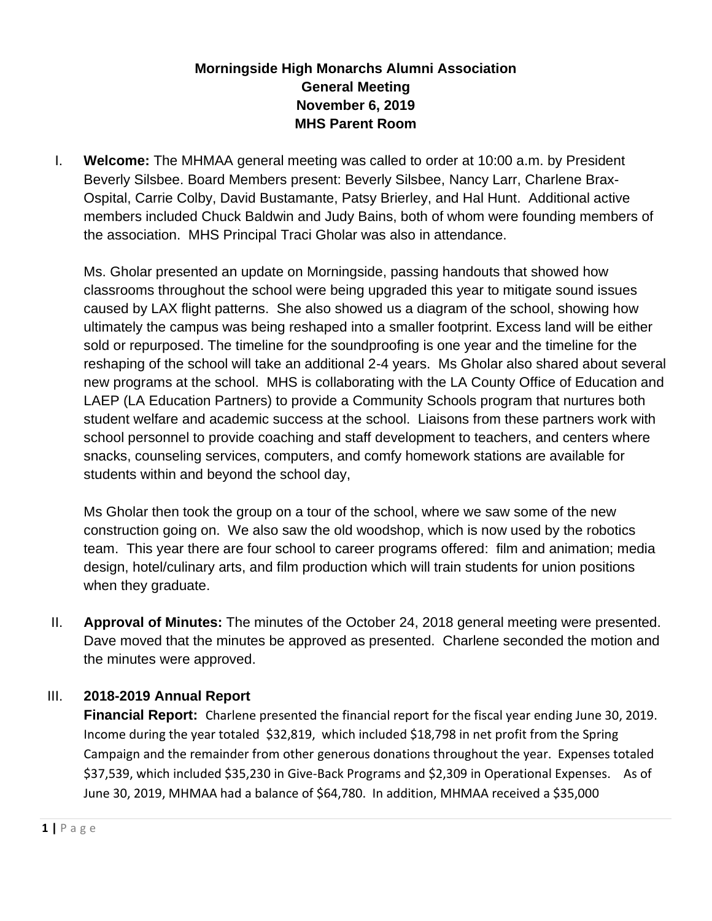**Morningside High Monarchs Alumni Association**
**General Meeting**
**November 6, 2019**
**MHS Parent Room**

I. **Welcome:** The MHMAA general meeting was called to order at 10:00 a.m. by President Beverly Silsbee. Board Members present: Beverly Silsbee, Nancy Larr, Charlene Brax-Ospital, Carrie Colby, David Bustamante, Patsy Brierley, and Hal Hunt. Additional active members included Chuck Baldwin and Judy Bains, both of whom were founding members of the association. MHS Principal Traci Gholar was also in attendance.

   Ms. Gholar presented an update on Morningside, passing handouts that showed how classrooms throughout the school were being upgraded this year to mitigate sound issues caused by LAX flight patterns. She also showed us a diagram of the school, showing how ultimately the campus was being reshaped into a smaller footprint. Excess land will be either sold or repurposed. The timeline for the soundproofing is one year and the timeline for the reshaping of the school will take an additional 2-4 years. Ms Gholar also shared about several new programs at the school. MHS is collaborating with the LA County Office of Education and LAEP (LA Education Partners) to provide a Community Schools program that nurtures both student welfare and academic success at the school. Liaisons from these partners work with school personnel to provide coaching and staff development to teachers, and centers where snacks, counseling services, computers, and comfy homework stations are available for students within and beyond the school day,

   Ms Gholar then took the group on a tour of the school, where we saw some of the new construction going on. We also saw the old woodshop, which is now used by the robotics team. This year there are four school to career programs offered: film and animation; media design, hotel/culinary arts, and film production which will train students for union positions when they graduate.

II. **Approval of Minutes:** The minutes of the October 24, 2018 general meeting were presented. Dave moved that the minutes be approved as presented. Charlene seconded the motion and the minutes were approved.

III. **2018-2019 Annual Report**

   **Financial Report:** Charlene presented the financial report for the fiscal year ending June 30, 2019. Income during the year totaled $32,819, which included $18,798 in net profit from the Spring Campaign and the remainder from other generous donations throughout the year. Expenses totaled $37,539, which included $35,230 in Give-Back Programs and $2,309 in Operational Expenses. As of June 30, 2019, MHMAA had a balance of $64,780. In addition, MHMAA received a $35,000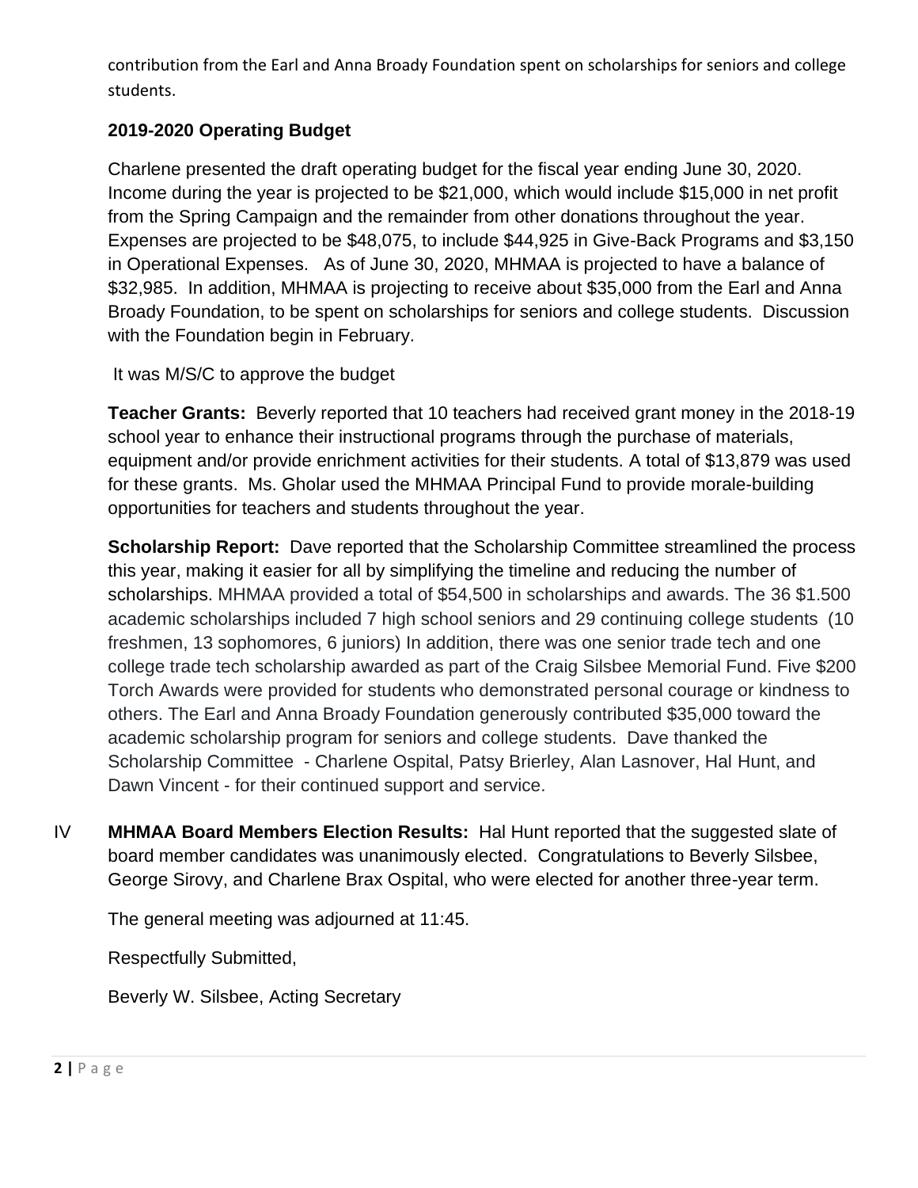contribution from the Earl and Anna Broady Foundation spent on scholarships for seniors and college students.

**2019-2020 Operating Budget**

Charlene presented the draft operating budget for the fiscal year ending June 30, 2020. Income during the year is projected to be $21,000, which would include $15,000 in net profit from the Spring Campaign and the remainder from other donations throughout the year. Expenses are projected to be $48,075, to include $44,925 in Give-Back Programs and $3,150 in Operational Expenses. As of June 30, 2020, MHMAA is projected to have a balance of $32,985. In addition, MHMAA is projecting to receive about $35,000 from the Earl and Anna Broady Foundation, to be spent on scholarships for seniors and college students. Discussion with the Foundation begin in February.

It was M/S/C to approve the budget

**Teacher Grants:** Beverly reported that 10 teachers had received grant money in the 2018-19 school year to enhance their instructional programs through the purchase of materials, equipment and/or provide enrichment activities for their students. A total of $13,879 was used for these grants. Ms. Gholar used the MHMAA Principal Fund to provide morale-building opportunities for teachers and students throughout the year.

**Scholarship Report:** Dave reported that the Scholarship Committee streamlined the process this year, making it easier for all by simplifying the timeline and reducing the number of scholarships. MHMAA provided a total of $54,500 in scholarships and awards. The 36 $1.500 academic scholarships included 7 high school seniors and 29 continuing college students (10 freshmen, 13 sophomores, 6 juniors) In addition, there was one senior trade tech and one college trade tech scholarship awarded as part of the Craig Silsbee Memorial Fund. Five $200 Torch Awards were provided for students who demonstrated personal courage or kindness to others. The Earl and Anna Broady Foundation generously contributed $35,000 toward the academic scholarship program for seniors and college students. Dave thanked the Scholarship Committee - Charlene Ospital, Patsy Brierley, Alan Lasnover, Hal Hunt, and Dawn Vincent - for their continued support and service.

IV **MHMAA Board Members Election Results:** Hal Hunt reported that the suggested slate of board member candidates was unanimously elected. Congratulations to Beverly Silsbee, George Sirovy, and Charlene Brax Ospital, who were elected for another three-year term.

The general meeting was adjourned at 11:45.

Respectfully Submitted,

Beverly W. Silsbee, Acting Secretary